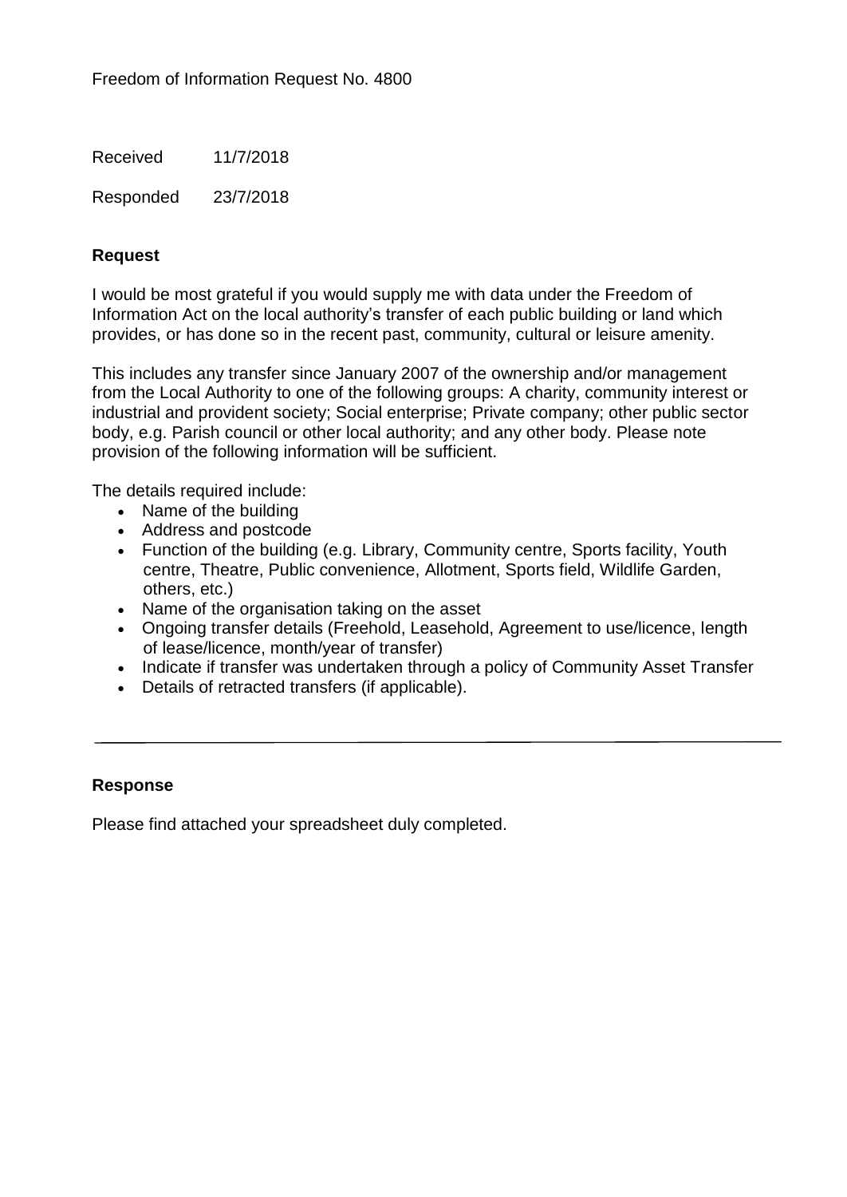Freedom of Information Request No. 4800

Received 11/7/2018

Responded 23/7/2018

## Request

I would be most grateful if you would supply me with data under the Freedom of Information Act on the local authority's transfer of each public building or land which provides, or has done so in the recent past, community, cultural or leisure amenity.

This includes any transfer since January 2007 of the ownership and/or management from the Local Authority to one of the following groups: A charity, community interest or industrial and provident society; Social enterprise; Private company; other public sector body, e.g. Parish council or other local authority; and any other body. Please note provision of the following information will be sufficient.

The details required include:

- Name of the building
- Address and postcode
- Function of the building (e.g. Library, Community centre, Sports facility, Youth centre, Theatre, Public convenience, Allotment, Sports field, Wildlife Garden, others, etc.)
- Name of the organisation taking on the asset
- Ongoing transfer details (Freehold, Leasehold, Agreement to use/licence, length of lease/licence, month/year of transfer)
- Indicate if transfer was undertaken through a policy of Community Asset Transfer
- Details of retracted transfers (if applicable).

---

## Response

Please find attached your spreadsheet duly completed.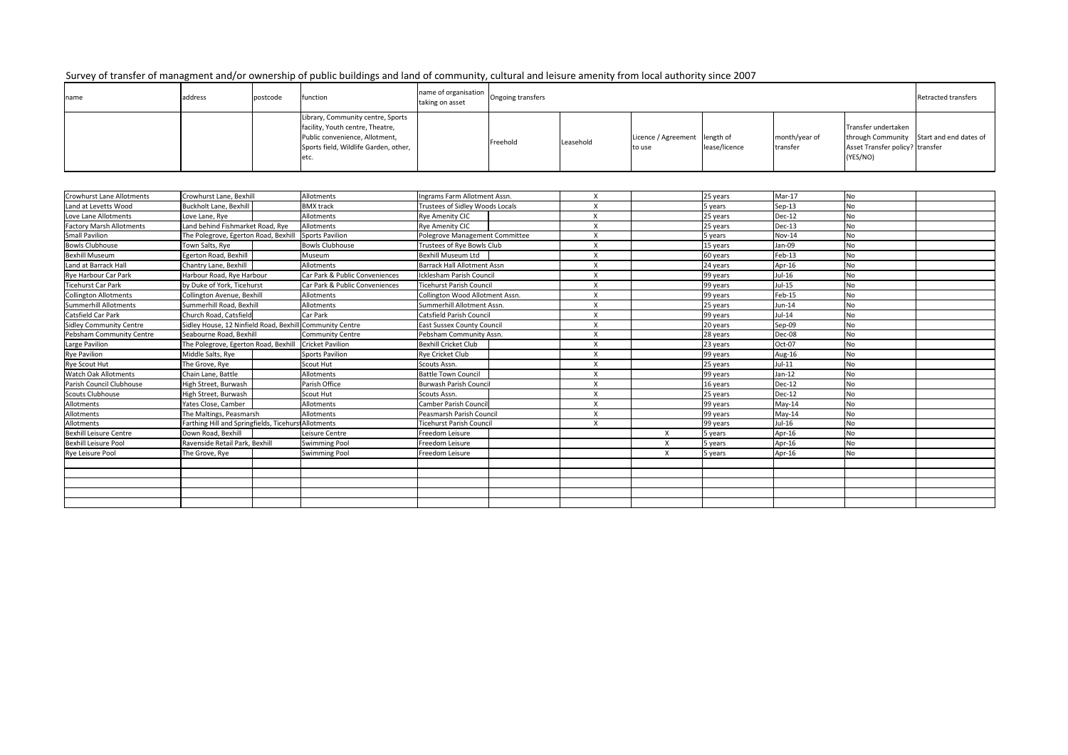Survey of transfer of managment and/or ownership of public buildings and land of community, cultural and leisure amenity from local authority since 2007

| name | address | postcode | function | name of organisation taking on asset | Ongoing transfers | | | | | | | Retracted transfers |
|---|---|---|---|---|---|---|---|---|---|---|---|---|
| | | | Library, Community centre, Sports facility, Youth centre, Theatre, Public convenience, Allotment, Sports field, Wildlife Garden, other, etc. | | Freehold | Leasehold | Licence / Agreement to use | length of lease/licence | month/year of transfer | Transfer undertaken through Community Asset Transfer policy? (YES/NO) | | Start and end dates of transfer |
| Crowhurst Lane Allotments | Crowhurst Lane, Bexhill | | Allotments | Ingrams Farm Allotment Assn. | | X | | 25 years | Mar-17 | No | | |
| Land at Levetts Wood | Buckholt Lane, Bexhill | | BMX track | Trustees of Sidley Woods Locals | | X | | 5 years | Sep-13 | No | | |
| Love Lane Allotments | Love Lane, Rye | | Allotments | Rye Amenity CIC | | X | | 25 years | Dec-12 | No | | |
| Factory Marsh Allotments | Land behind Fishmarket Road, Rye | | Allotments | Rye Amenity CIC | | X | | 25 years | Dec-13 | No | | |
| Small Pavilion | The Polegrove, Egerton Road, Bexhill | | Sports Pavilion | Polegrove Management Committee | | X | | 5 years | Nov-14 | No | | |
| Bowls Clubhouse | Town Salts, Rye | | Bowls Clubhouse | Trustees of Rye Bowls Club | | X | | 15 years | Jan-09 | No | | |
| Bexhill Museum | Egerton Road, Bexhill | | Museum | Bexhill Museum Ltd | | X | | 60 years | Feb-13 | No | | |
| Land at Barrack Hall | Chantry Lane, Bexhill | | Allotments | Barrack Hall Allotment Assn | | X | | 24 years | Apr-16 | No | | |
| Rye Harbour Car Park | Harbour Road, Rye Harbour | | Car Park & Public Conveniences | Icklesham Parish Council | | X | | 99 years | Jul-16 | No | | |
| Ticehurst Car Park | by Duke of York, Ticehurst | | Car Park & Public Conveniences | Ticehurst Parish Council | | X | | 99 years | Jul-15 | No | | |
| Collington Allotments | Collington Avenue, Bexhill | | Allotments | Collington Wood Allotment Assn. | | X | | 99 years | Feb-15 | No | | |
| Summerhill Allotments | Summerhill Road, Bexhill | | Allotments | Summerhill Allotment Assn. | | X | | 25 years | Jun-14 | No | | |
| Catsfield Car Park | Church Road, Catsfield | | Car Park | Catsfield Parish Council | | X | | 99 years | Jul-14 | No | | |
| Sidley Community Centre | Sidley House, 12 Ninfield Road, Bexhill | | Community Centre | East Sussex County Council | | X | | 20 years | Sep-09 | No | | |
| Pebsham Community Centre | Seabourne Road, Bexhill | | Community Centre | Pebsham Community Assn. | | X | | 28 years | Dec-08 | No | | |
| Large Pavilion | The Polegrove, Egerton Road, Bexhill | | Cricket Pavilion | Bexhill Cricket Club | | X | | 23 years | Oct-07 | No | | |
| Rye Pavilion | Middle Salts, Rye | | Sports Pavilion | Rye Cricket Club | | X | | 99 years | Aug-16 | No | | |
| Rye Scout Hut | The Grove, Rye | | Scout Hut | Scouts Assn. | | X | | 25 years | Jul-11 | No | | |
| Watch Oak Allotments | Chain Lane, Battle | | Allotments | Battle Town Council | | X | | 99 years | Jan-12 | No | | |
| Parish Council Clubhouse | High Street, Burwash | | Parish Office | Burwash Parish Council | | X | | 16 years | Dec-12 | No | | |
| Scouts Clubhouse | High Street, Burwash | | Scout Hut | Scouts Assn. | | X | | 25 years | Dec-12 | No | | |
| Allotments | Yates Close, Camber | | Allotments | Camber Parish Council | | X | | 99 years | May-14 | No | | |
| Allotments | The Maltings, Peasmarsh | | Allotments | Peasmarsh Parish Council | | X | | 99 years | May-14 | No | | |
| Allotments | Farthing Hill and Springfields, Ticehurst | | Allotments | Ticehurst Parish Council | | X | | 99 years | Jul-16 | No | | |
| Bexhill Leisure Centre | Down Road, Bexhill | | Leisure Centre | Freedom Leisure | | | X | 5 years | Apr-16 | No | | |
| Bexhill Leisure Pool | Ravenside Retail Park, Bexhill | | Swimming Pool | Freedom Leisure | | | X | 5 years | Apr-16 | No | | |
| Rye Leisure Pool | The Grove, Rye | | Swimming Pool | Freedom Leisure | | | X | 5 years | Apr-16 | No | | |